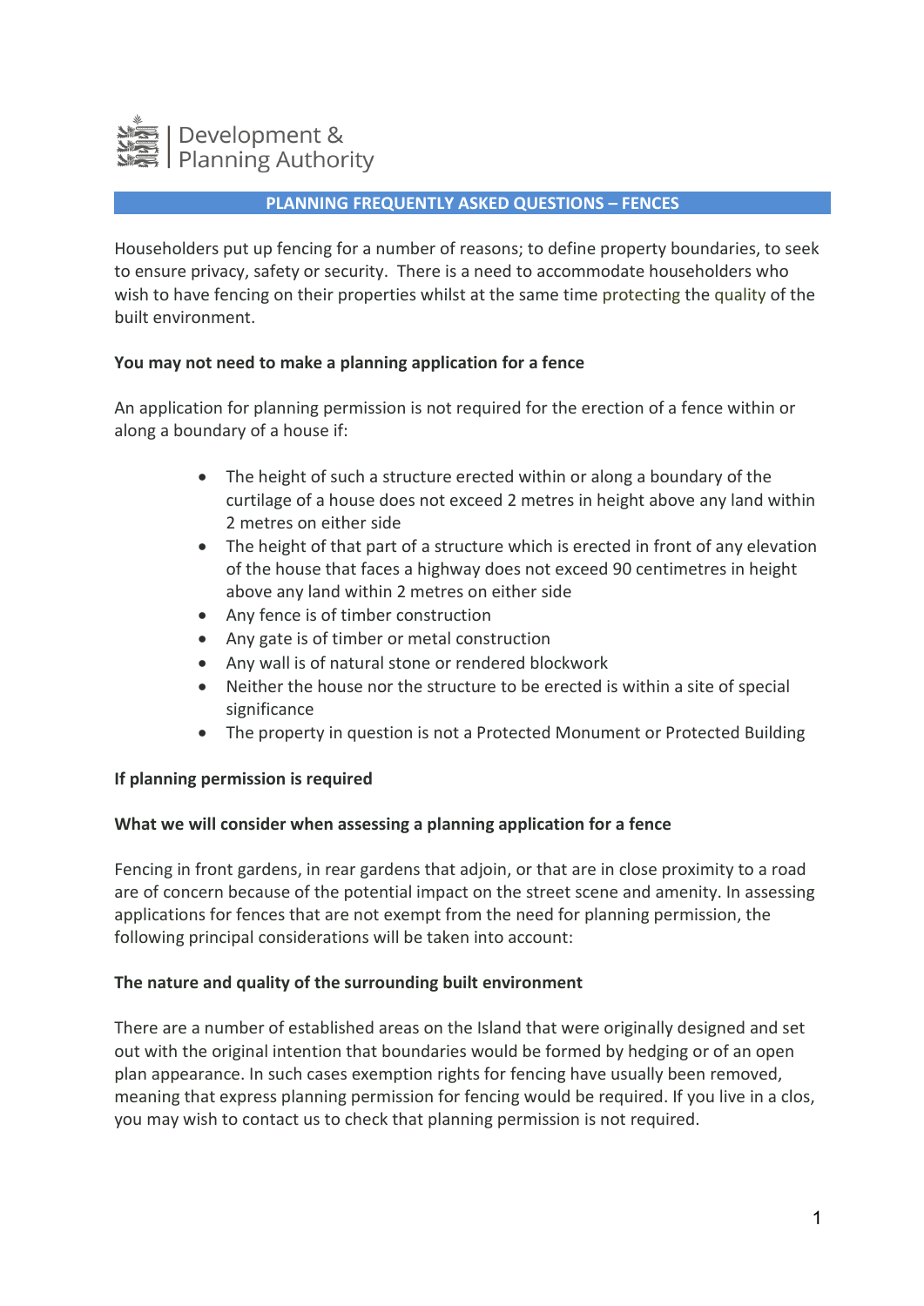Development & Planning Authority

## PLANNING FREQUENTLY ASKED QUESTIONS – FENCES

Householders put up fencing for a number of reasons; to define property boundaries, to seek to ensure privacy, safety or security. There is a need to accommodate householders who wish to have fencing on their properties whilst at the same time protecting the quality of the built environment.

### You may not need to make a planning application for a fence

An application for planning permission is not required for the erection of a fence within or along a boundary of a house if:

- The height of such a structure erected within or along a boundary of the curtilage of a house does not exceed 2 metres in height above any land within 2 metres on either side
- The height of that part of a structure which is erected in front of any elevation of the house that faces a highway does not exceed 90 centimetres in height above any land within 2 metres on either side
- Any fence is of timber construction
- Any gate is of timber or metal construction
- Any wall is of natural stone or rendered blockwork
- Neither the house nor the structure to be erected is within a site of special significance
- The property in question is not a Protected Monument or Protected Building

### If planning permission is required

### What we will consider when assessing a planning application for a fence

Fencing in front gardens, in rear gardens that adjoin, or that are in close proximity to a road are of concern because of the potential impact on the street scene and amenity. In assessing applications for fences that are not exempt from the need for planning permission, the following principal considerations will be taken into account:

### The nature and quality of the surrounding built environment

There are a number of established areas on the Island that were originally designed and set out with the original intention that boundaries would be formed by hedging or of an open plan appearance. In such cases exemption rights for fencing have usually been removed, meaning that express planning permission for fencing would be required. If you live in a clos, you may wish to contact us to check that planning permission is not required.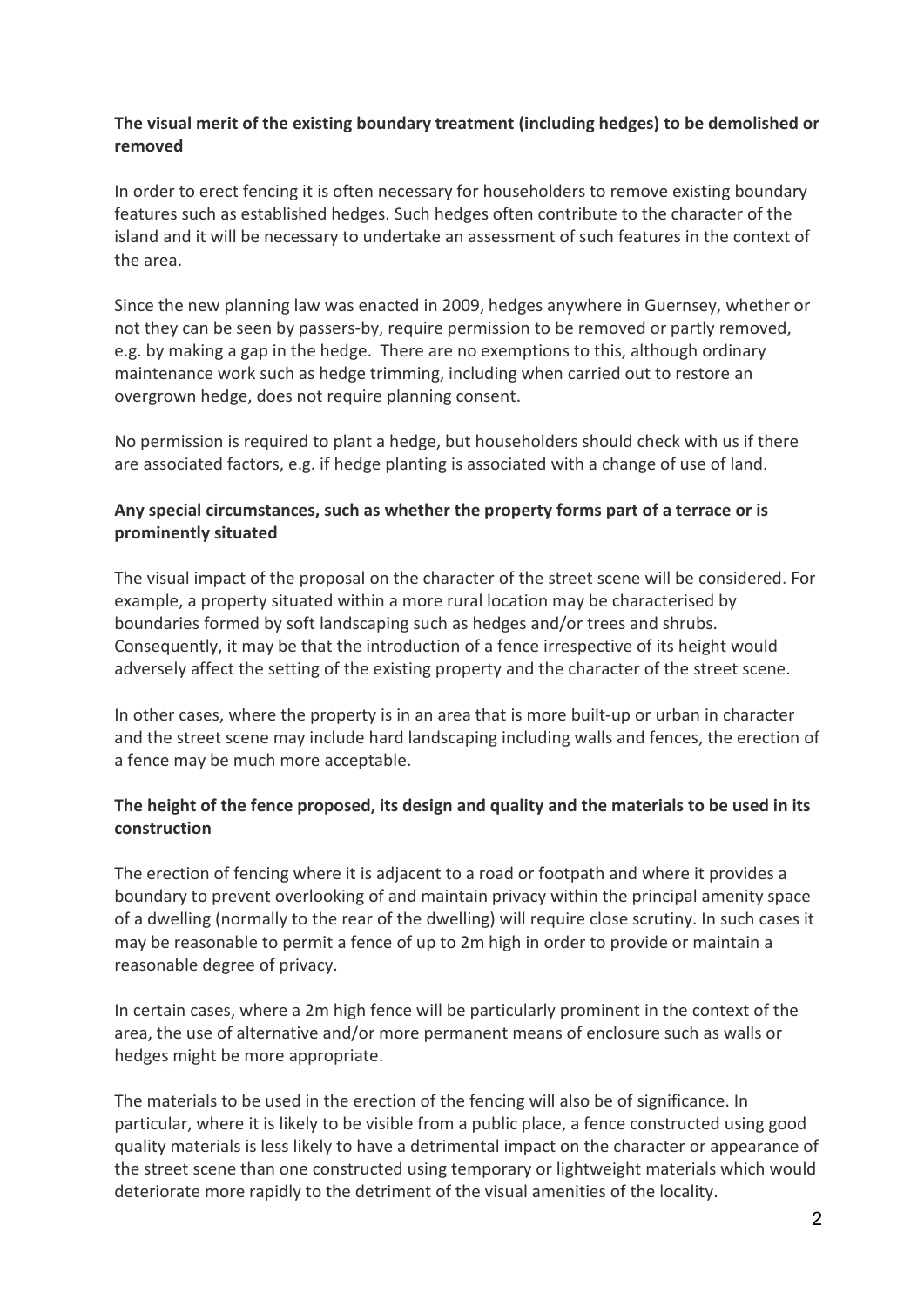**The visual merit of the existing boundary treatment (including hedges) to be demolished or removed**

In order to erect fencing it is often necessary for householders to remove existing boundary features such as established hedges. Such hedges often contribute to the character of the island and it will be necessary to undertake an assessment of such features in the context of the area.

Since the new planning law was enacted in 2009, hedges anywhere in Guernsey, whether or not they can be seen by passers-by, require permission to be removed or partly removed, e.g. by making a gap in the hedge. There are no exemptions to this, although ordinary maintenance work such as hedge trimming, including when carried out to restore an overgrown hedge, does not require planning consent.

No permission is required to plant a hedge, but householders should check with us if there are associated factors, e.g. if hedge planting is associated with a change of use of land.

**Any special circumstances, such as whether the property forms part of a terrace or is prominently situated**

The visual impact of the proposal on the character of the street scene will be considered. For example, a property situated within a more rural location may be characterised by boundaries formed by soft landscaping such as hedges and/or trees and shrubs. Consequently, it may be that the introduction of a fence irrespective of its height would adversely affect the setting of the existing property and the character of the street scene.

In other cases, where the property is in an area that is more built-up or urban in character and the street scene may include hard landscaping including walls and fences, the erection of a fence may be much more acceptable.

**The height of the fence proposed, its design and quality and the materials to be used in its construction**

The erection of fencing where it is adjacent to a road or footpath and where it provides a boundary to prevent overlooking of and maintain privacy within the principal amenity space of a dwelling (normally to the rear of the dwelling) will require close scrutiny. In such cases it may be reasonable to permit a fence of up to 2m high in order to provide or maintain a reasonable degree of privacy.

In certain cases, where a 2m high fence will be particularly prominent in the context of the area, the use of alternative and/or more permanent means of enclosure such as walls or hedges might be more appropriate.

The materials to be used in the erection of the fencing will also be of significance. In particular, where it is likely to be visible from a public place, a fence constructed using good quality materials is less likely to have a detrimental impact on the character or appearance of the street scene than one constructed using temporary or lightweight materials which would deteriorate more rapidly to the detriment of the visual amenities of the locality.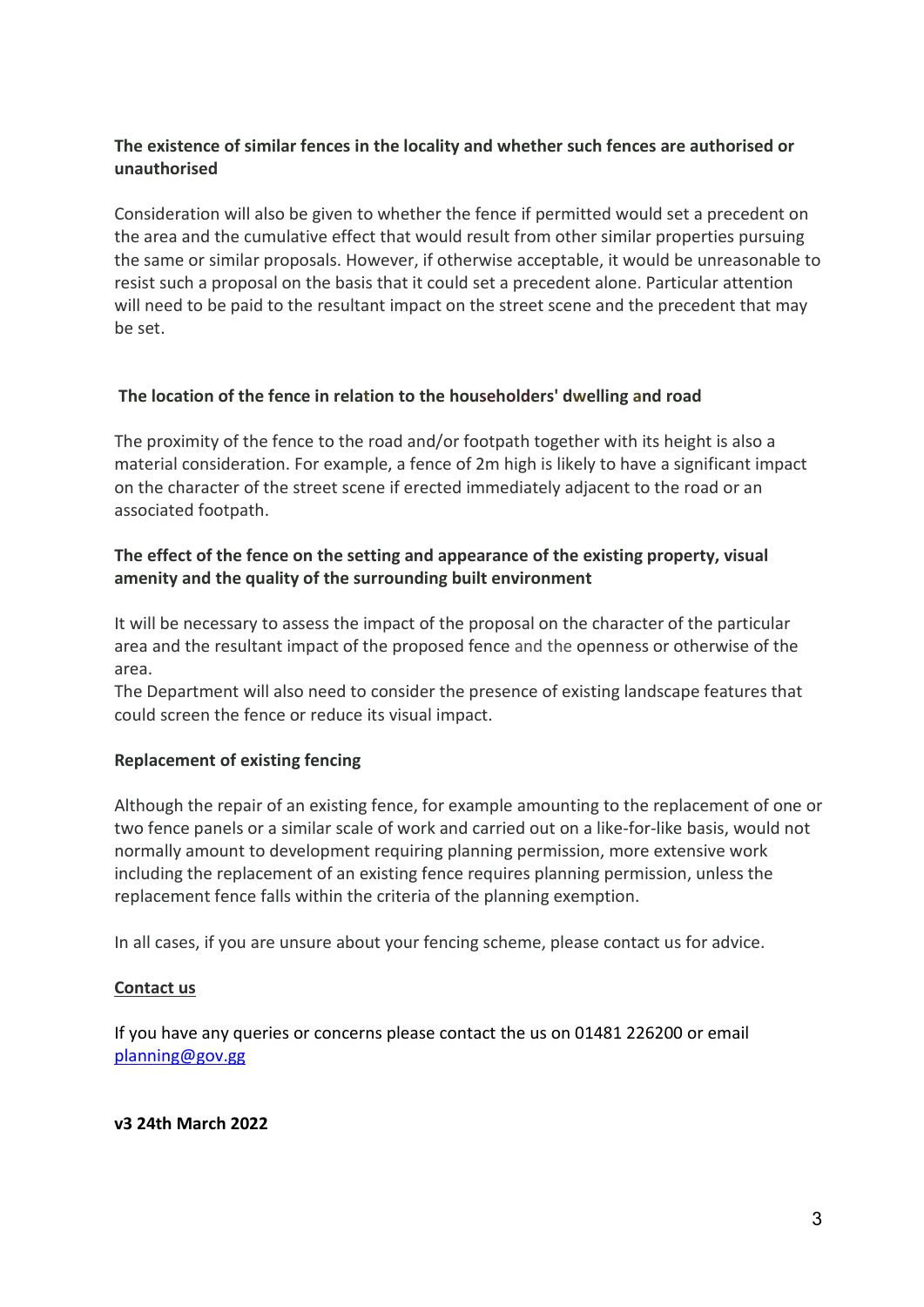**The existence of similar fences in the locality and whether such fences are authorised or unauthorised**

Consideration will also be given to whether the fence if permitted would set a precedent on the area and the cumulative effect that would result from other similar properties pursuing the same or similar proposals. However, if otherwise acceptable, it would be unreasonable to resist such a proposal on the basis that it could set a precedent alone. Particular attention will need to be paid to the resultant impact on the street scene and the precedent that may be set.

**The location of the fence in relation to the householders' dwelling and road**

The proximity of the fence to the road and/or footpath together with its height is also a material consideration. For example, a fence of 2m high is likely to have a significant impact on the character of the street scene if erected immediately adjacent to the road or an associated footpath.

**The effect of the fence on the setting and appearance of the existing property, visual amenity and the quality of the surrounding built environment**

It will be necessary to assess the impact of the proposal on the character of the particular area and the resultant impact of the proposed fence and the openness or otherwise of the area.

The Department will also need to consider the presence of existing landscape features that could screen the fence or reduce its visual impact.

**Replacement of existing fencing**

Although the repair of an existing fence, for example amounting to the replacement of one or two fence panels or a similar scale of work and carried out on a like-for-like basis, would not normally amount to development requiring planning permission, more extensive work including the replacement of an existing fence requires planning permission, unless the replacement fence falls within the criteria of the planning exemption.

In all cases, if you are unsure about your fencing scheme, please contact us for advice.

**Contact us**

If you have any queries or concerns please contact the us on 01481 226200 or email planning@gov.gg

**v3 24th March 2022**